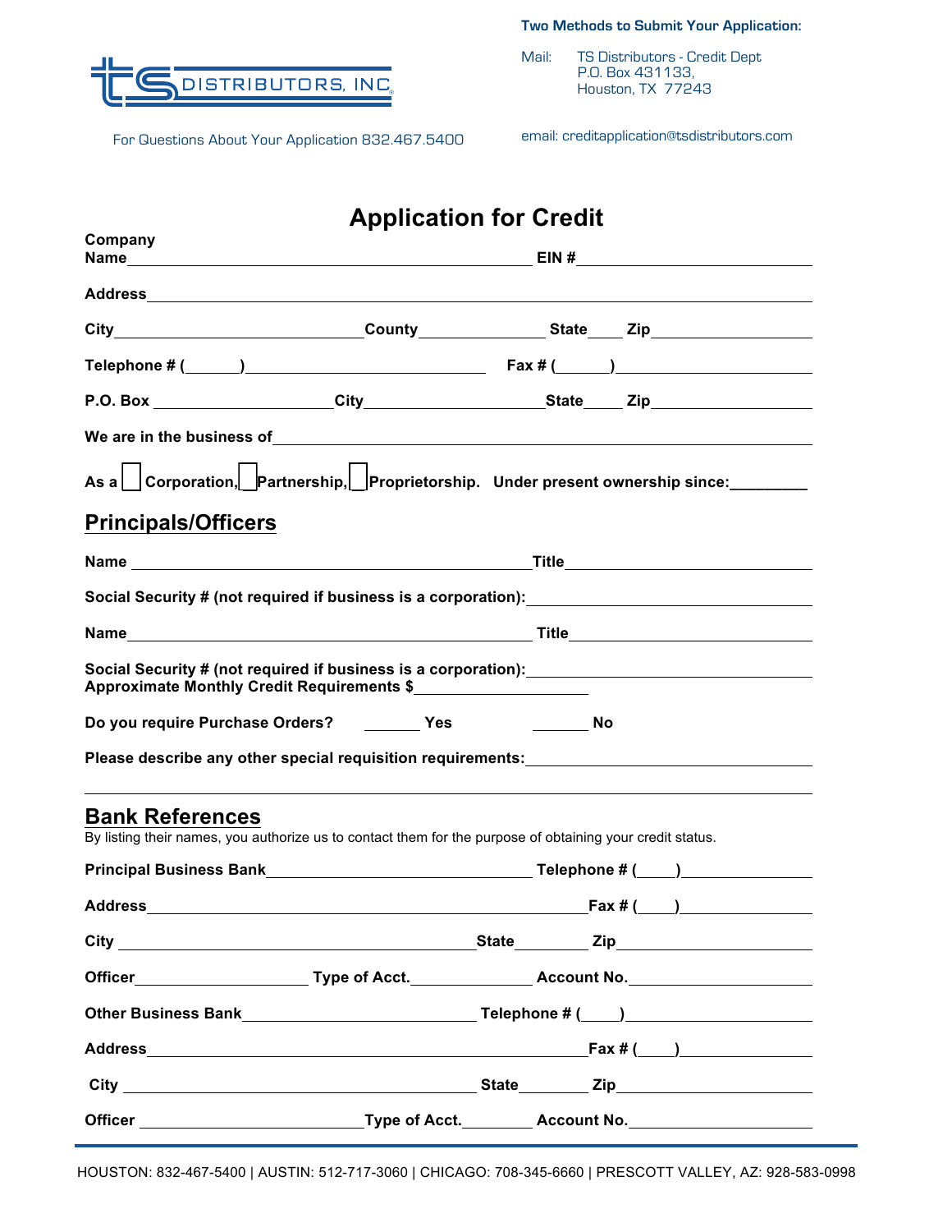TS DISTRIBUTORS, INC.

For Questions About Your Application 832.467.5400

**Two Methods to Submit Your Application:**

Mail: TS Distributors - Credit Dept
P.O. Box 431133,
Houston, TX 77243

email: creditapplication@tsdistributors.com

# Application for Credit

**Company Name**\_\_\_\_\_\_\_\_\_\_\_\_\_\_\_\_\_\_\_\_\_\_\_\_\_\_\_\_\_\_ **EIN #**\_\_\_\_\_\_\_\_\_\_\_\_\_\_\_\_\_\_\_\_

**Address**\_\_\_\_\_\_\_\_\_\_\_\_\_\_\_\_\_\_\_\_\_\_\_\_\_\_\_\_\_\_\_\_\_\_\_\_\_\_\_\_\_\_\_\_\_\_\_\_

**City**\_\_\_\_\_\_\_\_\_\_\_\_\_\_\_\_\_\_\_\_ **County**\_\_\_\_\_\_\_\_\_\_ **State**\_\_\_\_ **Zip**\_\_\_\_\_\_\_\_\_\_\_\_

**Telephone # (\_\_\_\_\_)**\_\_\_\_\_\_\_\_\_\_\_\_\_\_\_\_\_\_\_\_ **Fax # (\_\_\_\_\_)**\_\_\_\_\_\_\_\_\_\_\_\_\_\_\_\_\_\_

**P.O. Box** \_\_\_\_\_\_\_\_\_\_\_\_\_\_\_\_ **City**\_\_\_\_\_\_\_\_\_\_\_\_\_\_\_\_ **State**\_\_\_\_ **Zip**\_\_\_\_\_\_\_\_\_\_\_\_

**We are in the business of**\_\_\_\_\_\_\_\_\_\_\_\_\_\_\_\_\_\_\_\_\_\_\_\_\_\_\_\_\_\_\_\_\_\_\_\_\_\_\_\_

**As a ☐ Corporation, ☐ Partnership, ☐ Proprietorship. Under present ownership since:**\_\_\_\_\_\_\_\_

## Principals/Officers

**Name** \_\_\_\_\_\_\_\_\_\_\_\_\_\_\_\_\_\_\_\_\_\_\_\_\_\_\_\_\_\_\_\_ **Title**\_\_\_\_\_\_\_\_\_\_\_\_\_\_\_\_\_\_\_\_

**Social Security # (not required if business is a corporation):**\_\_\_\_\_\_\_\_\_\_\_\_\_\_\_\_\_\_\_\_

**Name**\_\_\_\_\_\_\_\_\_\_\_\_\_\_\_\_\_\_\_\_\_\_\_\_\_\_\_\_\_\_\_\_ **Title**\_\_\_\_\_\_\_\_\_\_\_\_\_\_\_\_\_\_\_\_

**Social Security # (not required if business is a corporation):**\_\_\_\_\_\_\_\_\_\_\_\_\_\_\_\_\_\_\_\_
**Approximate Monthly Credit Requirements $**\_\_\_\_\_\_\_\_\_\_\_\_\_\_\_\_

**Do you require Purchase Orders?** \_\_\_\_\_\_ **Yes** \_\_\_\_\_\_ **No**

**Please describe any other special requisition requirements:**\_\_\_\_\_\_\_\_\_\_\_\_\_\_\_\_\_\_\_\_

\_\_\_\_\_\_\_\_\_\_\_\_\_\_\_\_\_\_\_\_\_\_\_\_\_\_\_\_\_\_\_\_\_\_\_\_\_\_\_\_\_\_\_\_\_\_\_\_\_\_\_\_\_\_\_\_

## Bank References

By listing their names, you authorize us to contact them for the purpose of obtaining your credit status.

**Principal Business Bank**\_\_\_\_\_\_\_\_\_\_\_\_\_\_\_\_\_\_\_\_\_\_ **Telephone # (\_\_\_\_)**\_\_\_\_\_\_\_\_\_\_\_\_

**Address**\_\_\_\_\_\_\_\_\_\_\_\_\_\_\_\_\_\_\_\_\_\_\_\_\_\_\_\_\_\_\_\_\_\_\_\_ **Fax # (\_\_\_\_)**\_\_\_\_\_\_\_\_\_\_\_\_

**City** \_\_\_\_\_\_\_\_\_\_\_\_\_\_\_\_\_\_\_\_\_\_\_\_\_\_\_\_\_\_ **State**\_\_\_\_\_\_\_ **Zip**\_\_\_\_\_\_\_\_\_\_\_\_\_\_\_\_

**Officer**\_\_\_\_\_\_\_\_\_\_\_\_\_\_\_\_ **Type of Acct.**\_\_\_\_\_\_\_\_\_\_\_\_ **Account No.**\_\_\_\_\_\_\_\_\_\_\_\_\_\_\_\_

**Other Business Bank**\_\_\_\_\_\_\_\_\_\_\_\_\_\_\_\_\_\_\_\_ **Telephone # (\_\_\_\_)**\_\_\_\_\_\_\_\_\_\_\_\_\_\_\_\_

**Address**\_\_\_\_\_\_\_\_\_\_\_\_\_\_\_\_\_\_\_\_\_\_\_\_\_\_\_\_\_\_\_\_\_\_\_\_ **Fax # (\_\_\_\_)**\_\_\_\_\_\_\_\_\_\_\_\_

**City** \_\_\_\_\_\_\_\_\_\_\_\_\_\_\_\_\_\_\_\_\_\_\_\_\_\_\_\_\_\_ **State**\_\_\_\_\_\_\_ **Zip**\_\_\_\_\_\_\_\_\_\_\_\_\_\_\_\_

**Officer** \_\_\_\_\_\_\_\_\_\_\_\_\_\_\_\_\_\_\_\_ **Type of Acct.**\_\_\_\_\_\_\_ **Account No.**\_\_\_\_\_\_\_\_\_\_\_\_\_\_\_\_

HOUSTON: 832-467-5400 | AUSTIN: 512-717-3060 | CHICAGO: 708-345-6660 | PRESCOTT VALLEY, AZ: 928-583-0998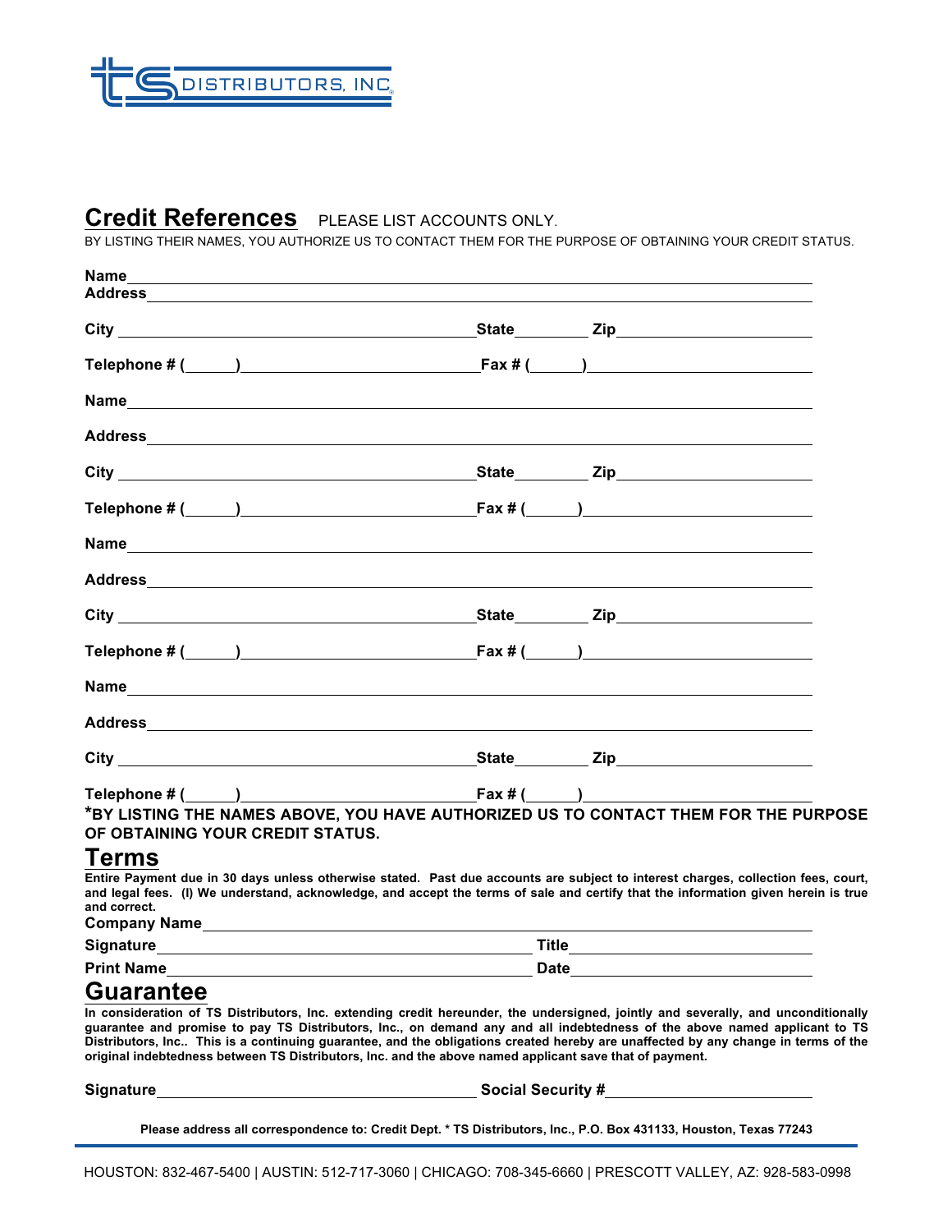TS DISTRIBUTORS, INC.

## Credit References

PLEASE LIST ACCOUNTS ONLY.

BY LISTING THEIR NAMES, YOU AUTHORIZE US TO CONTACT THEM FOR THE PURPOSE OF OBTAINING YOUR CREDIT STATUS.

**Name**\_\_\_\_\_\_\_\_\_\_\_\_\_\_\_\_\_\_\_\_\_\_\_\_\_\_\_\_\_\_\_\_\_\_\_\_\_\_\_\_\_\_\_\_\_\_\_\_\_\_\_\_\_\_\_\_\_\_\_\_

**Address**\_\_\_\_\_\_\_\_\_\_\_\_\_\_\_\_\_\_\_\_\_\_\_\_\_\_\_\_\_\_\_\_\_\_\_\_\_\_\_\_\_\_\_\_\_\_\_\_\_\_\_\_\_\_\_\_\_\_

**City** \_\_\_\_\_\_\_\_\_\_\_\_\_\_\_\_\_\_\_\_\_\_\_\_\_\_\_\_\_\_ **State**\_\_\_\_\_\_\_\_ **Zip**\_\_\_\_\_\_\_\_\_\_\_\_\_\_\_\_\_\_

**Telephone # (**\_\_\_\_\_**)**\_\_\_\_\_\_\_\_\_\_\_\_\_\_\_\_\_\_\_\_\_\_\_ **Fax # (**\_\_\_\_\_**)**\_\_\_\_\_\_\_\_\_\_\_\_\_\_\_\_\_\_\_\_\_\_\_

**Name**\_\_\_\_\_\_\_\_\_\_\_\_\_\_\_\_\_\_\_\_\_\_\_\_\_\_\_\_\_\_\_\_\_\_\_\_\_\_\_\_\_\_\_\_\_\_\_\_\_\_\_\_\_\_\_\_\_\_\_\_

**Address**\_\_\_\_\_\_\_\_\_\_\_\_\_\_\_\_\_\_\_\_\_\_\_\_\_\_\_\_\_\_\_\_\_\_\_\_\_\_\_\_\_\_\_\_\_\_\_\_\_\_\_\_\_\_\_\_\_\_

**City** \_\_\_\_\_\_\_\_\_\_\_\_\_\_\_\_\_\_\_\_\_\_\_\_\_\_\_\_\_\_ **State**\_\_\_\_\_\_\_\_ **Zip**\_\_\_\_\_\_\_\_\_\_\_\_\_\_\_\_\_\_

**Telephone # (**\_\_\_\_\_**)**\_\_\_\_\_\_\_\_\_\_\_\_\_\_\_\_\_\_\_\_\_\_\_ **Fax # (**\_\_\_\_\_**)**\_\_\_\_\_\_\_\_\_\_\_\_\_\_\_\_\_\_\_\_\_\_\_

**Name**\_\_\_\_\_\_\_\_\_\_\_\_\_\_\_\_\_\_\_\_\_\_\_\_\_\_\_\_\_\_\_\_\_\_\_\_\_\_\_\_\_\_\_\_\_\_\_\_\_\_\_\_\_\_\_\_\_\_\_\_

**Address**\_\_\_\_\_\_\_\_\_\_\_\_\_\_\_\_\_\_\_\_\_\_\_\_\_\_\_\_\_\_\_\_\_\_\_\_\_\_\_\_\_\_\_\_\_\_\_\_\_\_\_\_\_\_\_\_\_\_

**City** \_\_\_\_\_\_\_\_\_\_\_\_\_\_\_\_\_\_\_\_\_\_\_\_\_\_\_\_\_\_ **State**\_\_\_\_\_\_\_\_ **Zip**\_\_\_\_\_\_\_\_\_\_\_\_\_\_\_\_\_\_

**Telephone # (**\_\_\_\_\_**)**\_\_\_\_\_\_\_\_\_\_\_\_\_\_\_\_\_\_\_\_\_\_\_ **Fax # (**\_\_\_\_\_**)**\_\_\_\_\_\_\_\_\_\_\_\_\_\_\_\_\_\_\_\_\_\_\_

**Name**\_\_\_\_\_\_\_\_\_\_\_\_\_\_\_\_\_\_\_\_\_\_\_\_\_\_\_\_\_\_\_\_\_\_\_\_\_\_\_\_\_\_\_\_\_\_\_\_\_\_\_\_\_\_\_\_\_\_\_\_

**Address**\_\_\_\_\_\_\_\_\_\_\_\_\_\_\_\_\_\_\_\_\_\_\_\_\_\_\_\_\_\_\_\_\_\_\_\_\_\_\_\_\_\_\_\_\_\_\_\_\_\_\_\_\_\_\_\_\_\_

**City** \_\_\_\_\_\_\_\_\_\_\_\_\_\_\_\_\_\_\_\_\_\_\_\_\_\_\_\_\_\_ **State**\_\_\_\_\_\_\_\_ **Zip**\_\_\_\_\_\_\_\_\_\_\_\_\_\_\_\_\_\_

**Telephone # (**\_\_\_\_\_**)**\_\_\_\_\_\_\_\_\_\_\_\_\_\_\_\_\_\_\_\_\_\_\_ **Fax # (**\_\_\_\_\_**)**\_\_\_\_\_\_\_\_\_\_\_\_\_\_\_\_\_\_\_\_\_\_\_

**\*BY LISTING THE NAMES ABOVE, YOU HAVE AUTHORIZED US TO CONTACT THEM FOR THE PURPOSE OF OBTAINING YOUR CREDIT STATUS.**

## Terms

**Entire Payment due in 30 days unless otherwise stated. Past due accounts are subject to interest charges, collection fees, court, and legal fees. (I) We understand, acknowledge, and accept the terms of sale and certify that the information given herein is true and correct.**

**Company Name**\_\_\_\_\_\_\_\_\_\_\_\_\_\_\_\_\_\_\_\_\_\_\_\_\_\_\_\_\_\_\_\_\_\_\_\_\_\_\_\_\_\_\_\_\_\_\_\_\_\_\_\_\_\_\_\_

**Signature**\_\_\_\_\_\_\_\_\_\_\_\_\_\_\_\_\_\_\_\_\_\_\_\_\_\_\_\_\_\_\_\_\_\_\_ **Title**\_\_\_\_\_\_\_\_\_\_\_\_\_\_\_\_\_\_\_\_\_\_\_\_

**Print Name**\_\_\_\_\_\_\_\_\_\_\_\_\_\_\_\_\_\_\_\_\_\_\_\_\_\_\_\_\_\_\_\_\_\_\_ **Date**\_\_\_\_\_\_\_\_\_\_\_\_\_\_\_\_\_\_\_\_\_\_\_\_

## Guarantee

**In consideration of TS Distributors, Inc. extending credit hereunder, the undersigned, jointly and severally, and unconditionally guarantee and promise to pay TS Distributors, Inc., on demand any and all indebtedness of the above named applicant to TS Distributors, Inc.. This is a continuing guarantee, and the obligations created hereby are unaffected by any change in terms of the original indebtedness between TS Distributors, Inc. and the above named applicant save that of payment.**

**Signature**\_\_\_\_\_\_\_\_\_\_\_\_\_\_\_\_\_\_\_\_\_\_\_\_\_\_\_\_\_\_\_\_ **Social Security #**\_\_\_\_\_\_\_\_\_\_\_\_\_\_\_\_\_\_\_\_\_\_\_

**Please address all correspondence to: Credit Dept. \* TS Distributors, Inc., P.O. Box 431133, Houston, Texas 77243**

HOUSTON: 832-467-5400 | AUSTIN: 512-717-3060 | CHICAGO: 708-345-6660 | PRESCOTT VALLEY, AZ: 928-583-0998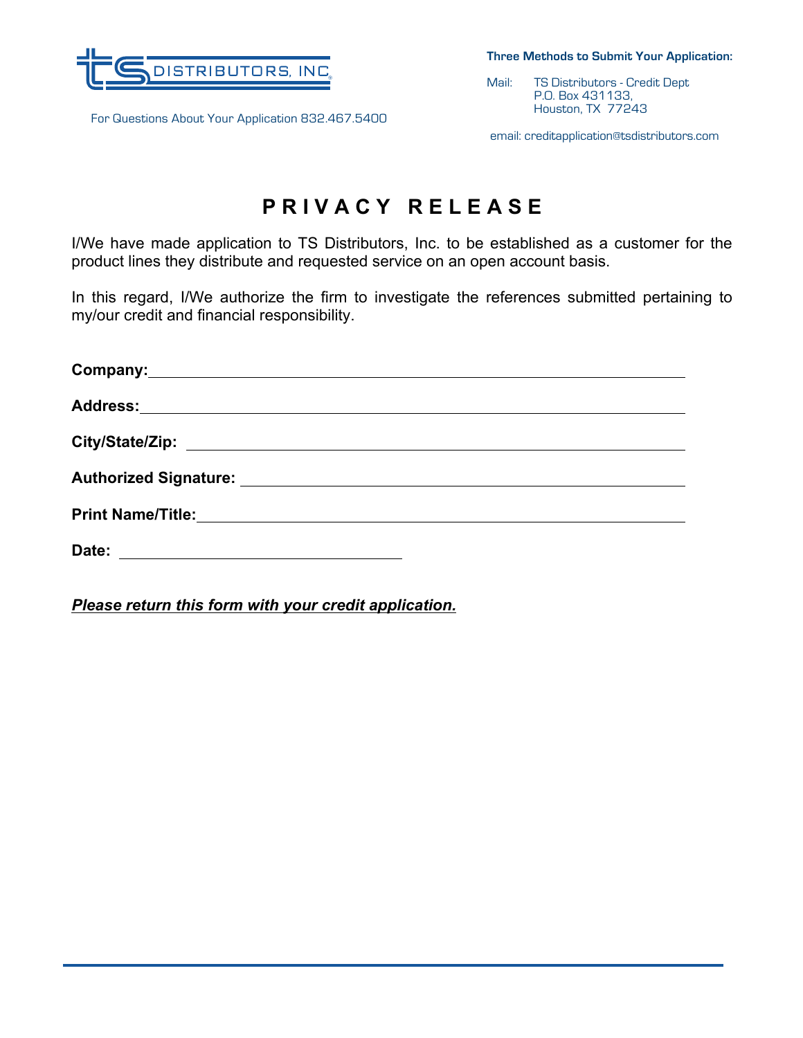TS DISTRIBUTORS, INC.

For Questions About Your Application 832.467.5400

**Three Methods to Submit Your Application:**

Mail: TS Distributors - Credit Dept
P.O. Box 431133,
Houston, TX 77243

email: creditapplication@tsdistributors.com

# PRIVACY RELEASE

I/We have made application to TS Distributors, Inc. to be established as a customer for the product lines they distribute and requested service on an open account basis.

In this regard, I/We authorize the firm to investigate the references submitted pertaining to my/our credit and financial responsibility.

**Company:** ____________________________________________

**Address:** ____________________________________________

**City/State/Zip:** ____________________________________________

**Authorized Signature:** ____________________________________________

**Print Name/Title:** ____________________________________________

**Date:** ______________________

***Please return this form with your credit application.***